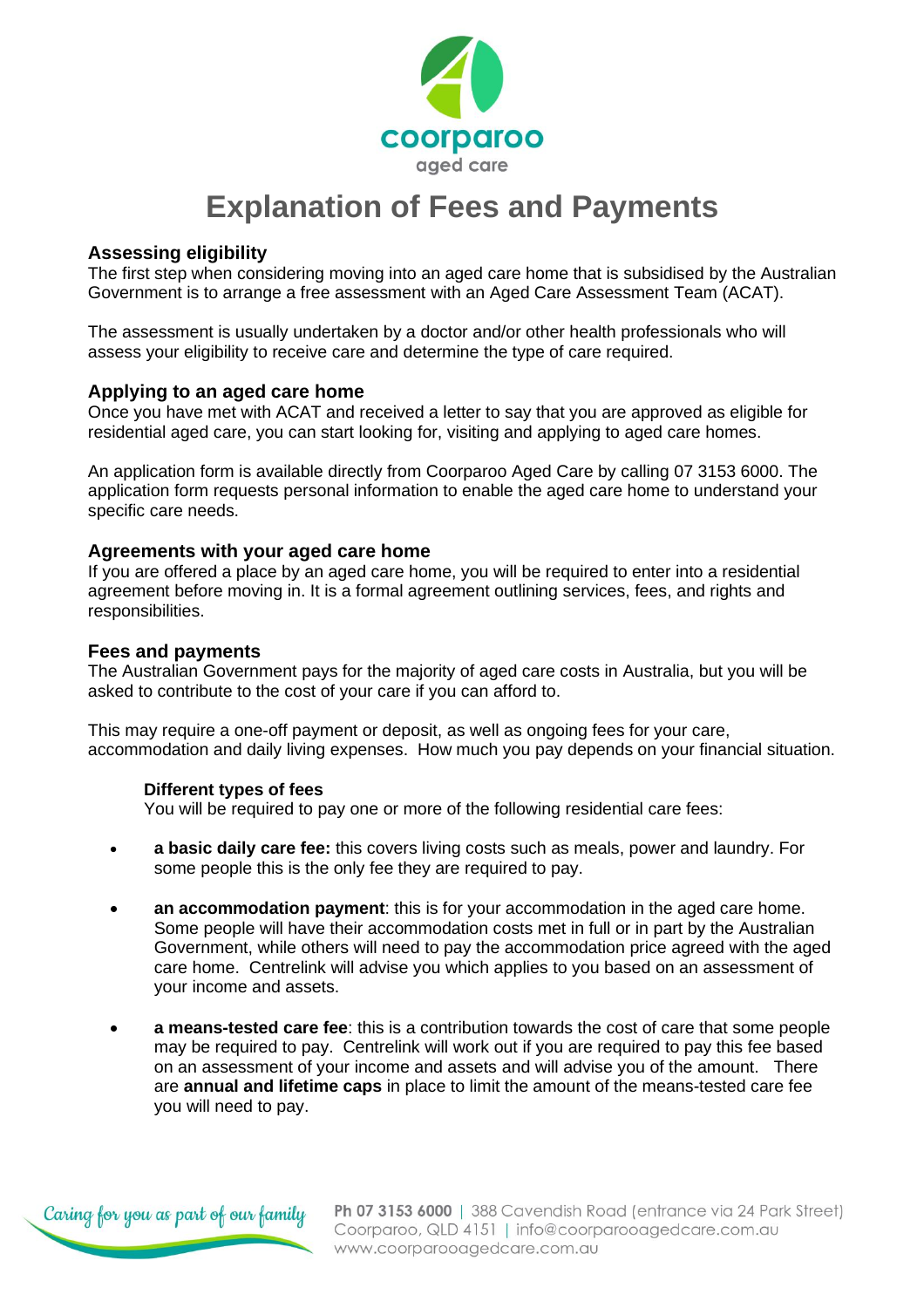# Explanation of Fees and Payments

## Assessing eligibility

The first step when considering moving into an aged care home that is subsidised by the Australian Government is to arrange a free assessment with an Aged Care Assessment Team (ACAT).

The assessment is usually undertaken by a doctor and/or other health professionals who will assess your eligibility to receive care and determine the type of care required.

## Applying to an aged care home

Once you have met with ACAT and received a letter to say that you are approved as eligible for residential aged care, you can start looking for, visiting and applying to aged care homes.

An application form is available directly from Coorparoo Aged Care by calling 07 3153 6000. The application form requests personal information to enable the aged care home to understand your specific care needs.

## Agreements with your aged care home

If you are offered a place by an aged care home, you will be required to enter into a residential agreement before moving in. It is a formal agreement outlining services, fees, and rights and responsibilities.

## Fees and payments

The Australian Government pays for the majority of aged care costs in Australia, but you will be asked to contribute to the cost of your care if you can afford to.

This may require a one-off payment or deposit, as well as ongoing fees for your care, accommodation and daily living expenses. How much you pay depends on your financial situation.

### Different types of fees

You will be required to pay one or more of the following residential care fees:

- **a basic daily care fee:** this covers living costs such as meals, power and laundry. For some people this is the only fee they are required to pay.
- **an accommodation payment**: this is for your accommodation in the aged care home. Some people will have their accommodation costs met in full or in part by the Australian Government, while others will need to pay the accommodation price agreed with the aged care home. Centrelink will advise you which applies to you based on an assessment of your income and assets.
- **a means-tested care fee**: this is a contribution towards the cost of care that some people may be required to pay. Centrelink will work out if you are required to pay this fee based on an assessment of your income and assets and will advise you of the amount. There are **annual and lifetime caps** in place to limit the amount of the means-tested care fee you will need to pay.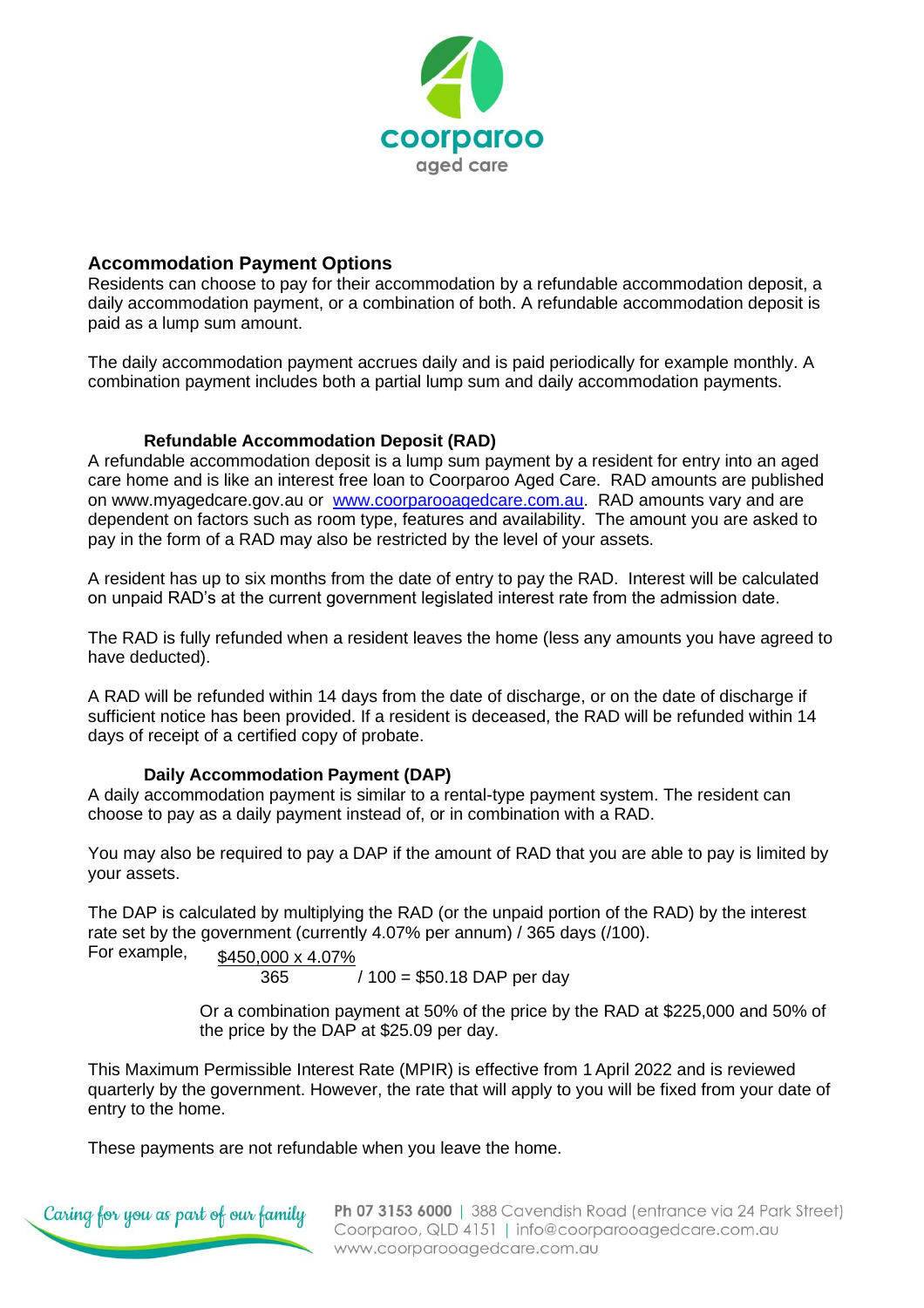## Accommodation Payment Options

Residents can choose to pay for their accommodation by a refundable accommodation deposit, a daily accommodation payment, or a combination of both. A refundable accommodation deposit is paid as a lump sum amount.

The daily accommodation payment accrues daily and is paid periodically for example monthly. A combination payment includes both a partial lump sum and daily accommodation payments.

### Refundable Accommodation Deposit (RAD)

A refundable accommodation deposit is a lump sum payment by a resident for entry into an aged care home and is like an interest free loan to Coorparoo Aged Care. RAD amounts are published on www.myagedcare.gov.au or [www.coorparooagedcare.com.au](www.coorparooagedcare.com.au). RAD amounts vary and are dependent on factors such as room type, features and availability. The amount you are asked to pay in the form of a RAD may also be restricted by the level of your assets.

A resident has up to six months from the date of entry to pay the RAD. Interest will be calculated on unpaid RAD's at the current government legislated interest rate from the admission date.

The RAD is fully refunded when a resident leaves the home (less any amounts you have agreed to have deducted).

A RAD will be refunded within 14 days from the date of discharge, or on the date of discharge if sufficient notice has been provided. If a resident is deceased, the RAD will be refunded within 14 days of receipt of a certified copy of probate.

### Daily Accommodation Payment (DAP)

A daily accommodation payment is similar to a rental-type payment system. The resident can choose to pay as a daily payment instead of, or in combination with a RAD.

You may also be required to pay a DAP if the amount of RAD that you are able to pay is limited by your assets.

The DAP is calculated by multiplying the RAD (or the unpaid portion of the RAD) by the interest rate set by the government (currently 4.07% per annum) / 365 days (/100).

For example, $\frac{\$450{,}000 \times 4.07\%}{365} / 100 = \$50.18$ DAP per day

Or a combination payment at 50% of the price by the RAD at \$225,000 and 50% of the price by the DAP at \$25.09 per day.

This Maximum Permissible Interest Rate (MPIR) is effective from 1 April 2022 and is reviewed quarterly by the government. However, the rate that will apply to you will be fixed from your date of entry to the home.

These payments are not refundable when you leave the home.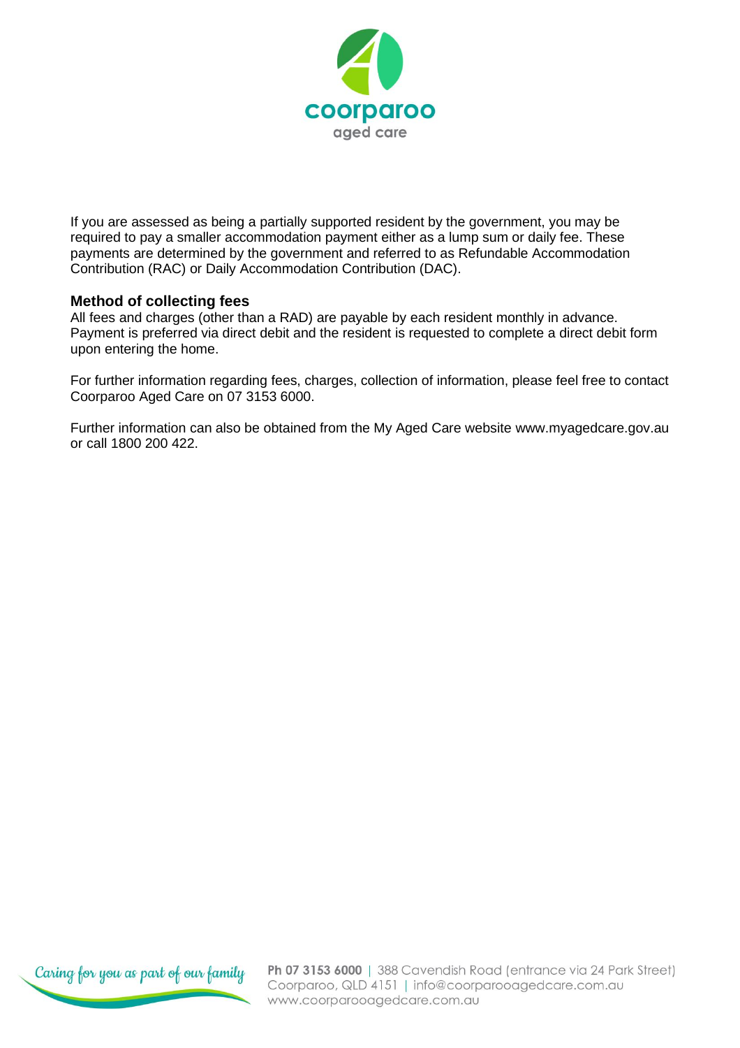If you are assessed as being a partially supported resident by the government, you may be required to pay a smaller accommodation payment either as a lump sum or daily fee. These payments are determined by the government and referred to as Refundable Accommodation Contribution (RAC) or Daily Accommodation Contribution (DAC).

### Method of collecting fees

All fees and charges (other than a RAD) are payable by each resident monthly in advance. Payment is preferred via direct debit and the resident is requested to complete a direct debit form upon entering the home.

For further information regarding fees, charges, collection of information, please feel free to contact Coorparoo Aged Care on 07 3153 6000.

Further information can also be obtained from the My Aged Care website www.myagedcare.gov.au or call 1800 200 422.